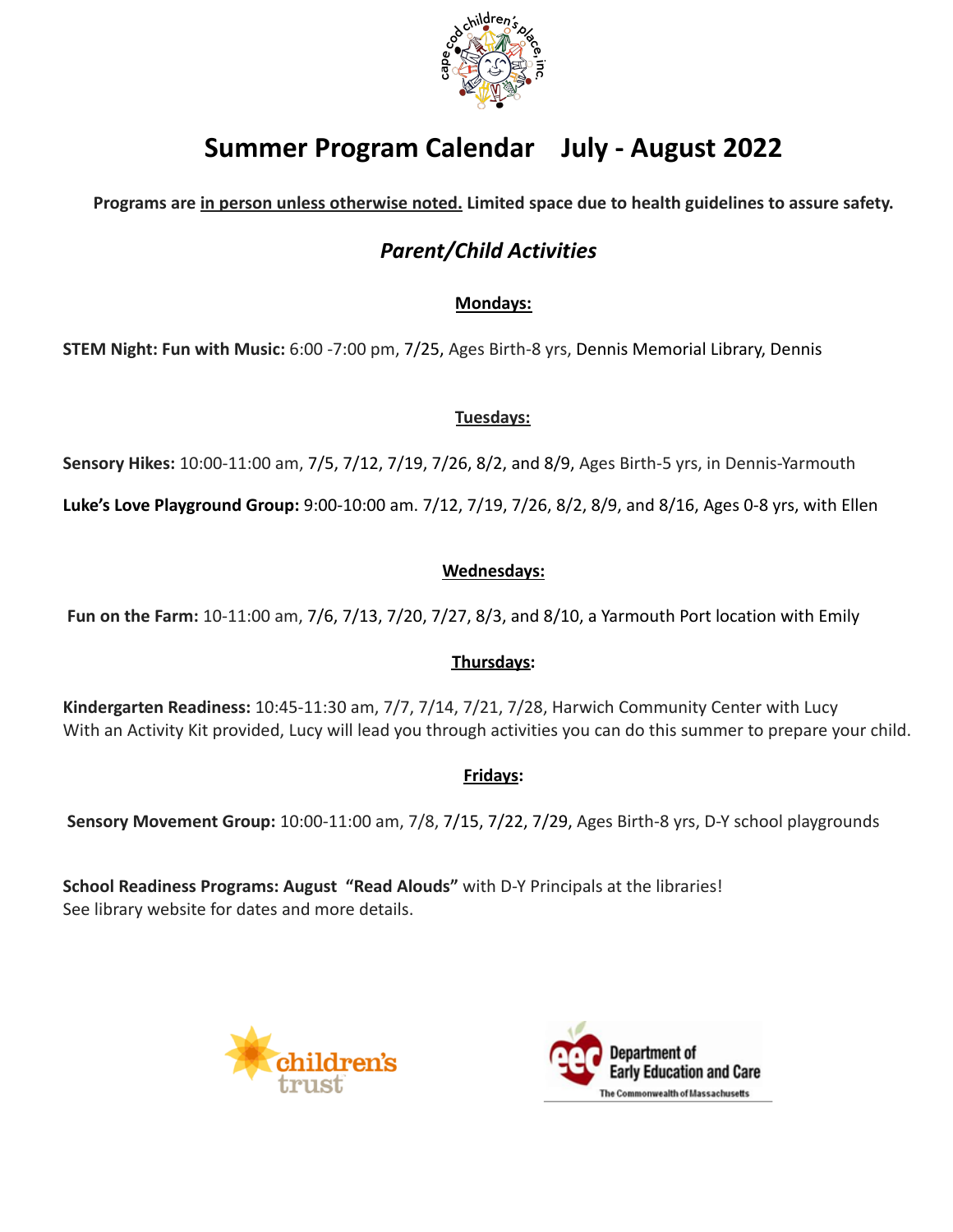# Summer Program Calendar July - August 2022

**Programs are in person unless otherwise noted. Limited space due to health guidelines to assure safety.**

## *Parent/Child Activities*

### Mondays:

**STEM Night: Fun with Music:** 6:00 -7:00 pm, 7/25, Ages Birth-8 yrs, Dennis Memorial Library, Dennis

### Tuesdays:

**Sensory Hikes:** 10:00-11:00 am, 7/5, 7/12, 7/19, 7/26, 8/2, and 8/9, Ages Birth-5 yrs, in Dennis-Yarmouth

**Luke's Love Playground Group:** 9:00-10:00 am. 7/12, 7/19, 7/26, 8/2, 8/9, and 8/16, Ages 0-8 yrs, with Ellen

### Wednesdays:

**Fun on the Farm:** 10-11:00 am, 7/6, 7/13, 7/20, 7/27, 8/3, and 8/10, a Yarmouth Port location with Emily

### Thursdays:

**Kindergarten Readiness:** 10:45-11:30 am, 7/7, 7/14, 7/21, 7/28, Harwich Community Center with Lucy
With an Activity Kit provided, Lucy will lead you through activities you can do this summer to prepare your child.

### Fridays:

**Sensory Movement Group:** 10:00-11:00 am, 7/8, 7/15, 7/22, 7/29, Ages Birth-8 yrs, D-Y school playgrounds

**School Readiness Programs: August "Read Alouds"** with D-Y Principals at the libraries!
See library website for dates and more details.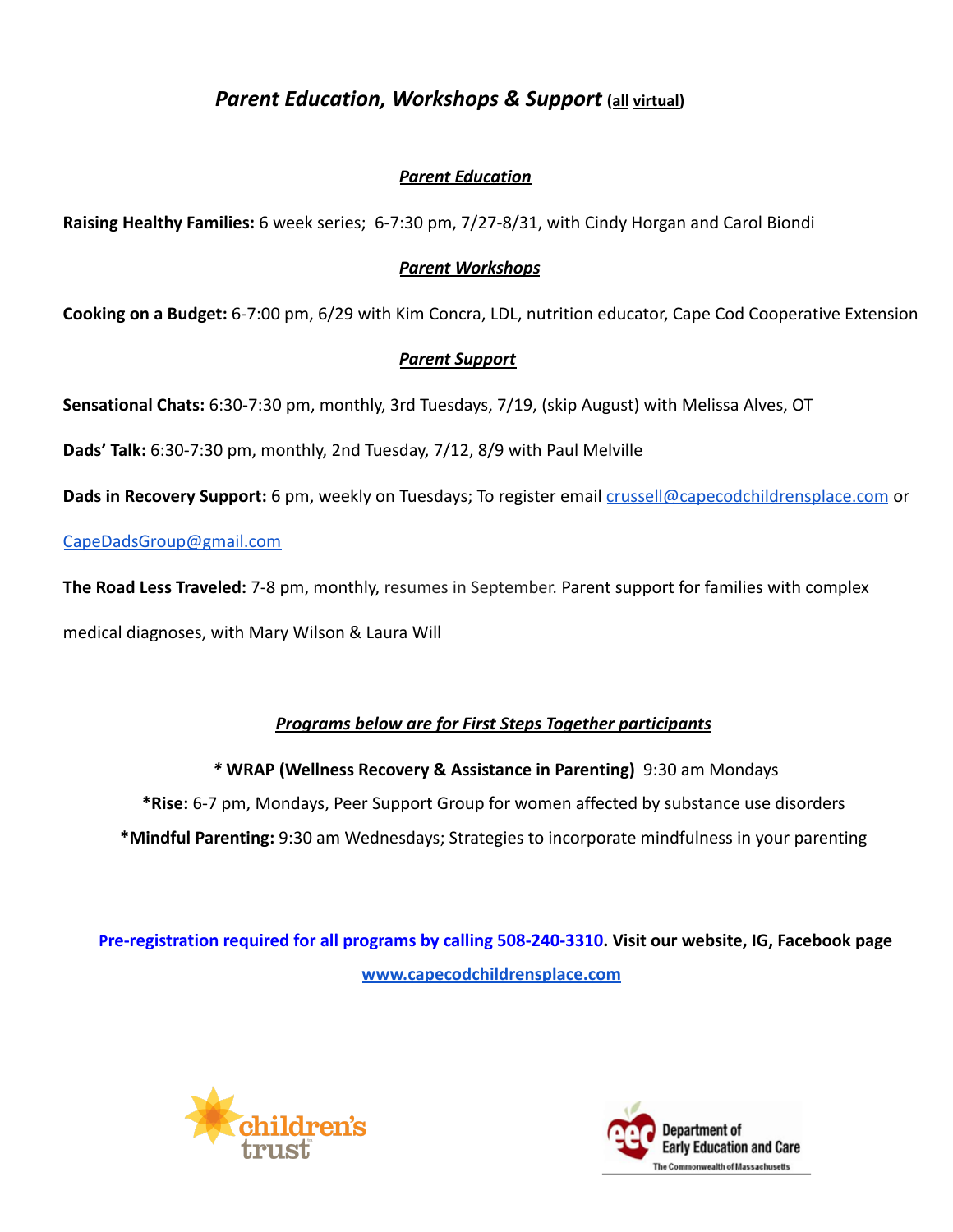## ***Parent Education, Workshops & Support*** (all virtual)

### ***Parent Education***

**Raising Healthy Families:** 6 week series; 6-7:30 pm, 7/27-8/31, with Cindy Horgan and Carol Biondi

### ***Parent Workshops***

**Cooking on a Budget:** 6-7:00 pm, 6/29 with Kim Concra, LDL, nutrition educator, Cape Cod Cooperative Extension

### ***Parent Support***

**Sensational Chats:** 6:30-7:30 pm, monthly, 3rd Tuesdays, 7/19, (skip August) with Melissa Alves, OT

**Dads' Talk:** 6:30-7:30 pm, monthly, 2nd Tuesday, 7/12, 8/9 with Paul Melville

**Dads in Recovery Support:** 6 pm, weekly on Tuesdays; To register email crussell@capecodchildrensplace.com or CapeDadsGroup@gmail.com

**The Road Less Traveled:** 7-8 pm, monthly, resumes in September. Parent support for families with complex medical diagnoses, with Mary Wilson & Laura Will

### ***Programs below are for First Steps Together participants***

*** WRAP (Wellness Recovery & Assistance in Parenting)** 9:30 am Mondays

***Rise:** 6-7 pm, Mondays, Peer Support Group for women affected by substance use disorders

***Mindful Parenting:** 9:30 am Wednesdays; Strategies to incorporate mindfulness in your parenting

**Pre-registration required for all programs by calling 508-240-3310. Visit our website, IG, Facebook page**

**www.capecodchildrensplace.com**

children's trust

Department of Early Education and Care
The Commonwealth of Massachusetts